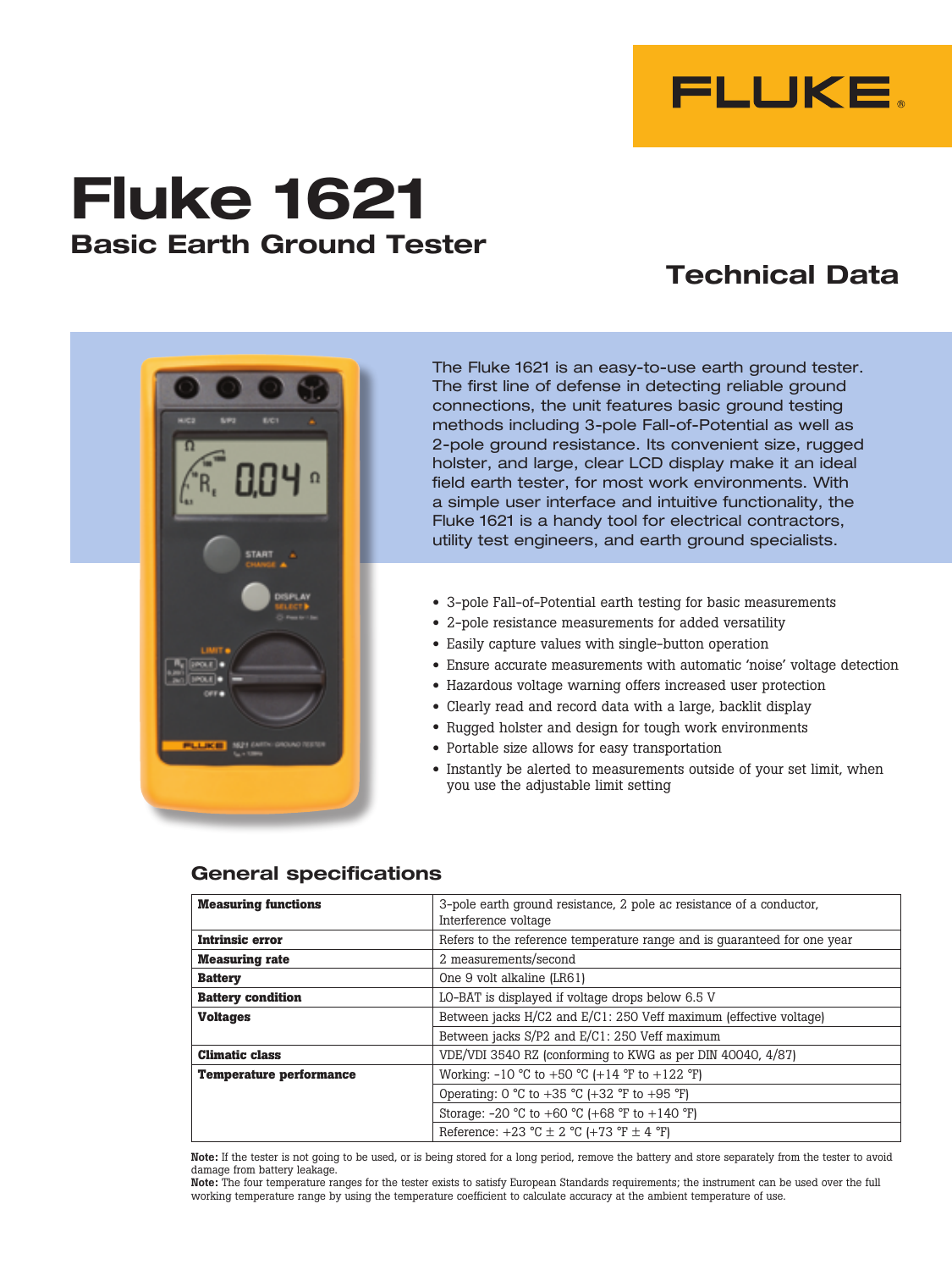FLUKE®

# Fluke 1621

## Basic Earth Ground Tester

## Technical Data

The Fluke 1621 is an easy-to-use earth ground tester. The first line of defense in detecting reliable ground connections, the unit features basic ground testing methods including 3-pole Fall-of-Potential as well as 2-pole ground resistance. Its convenient size, rugged holster, and large, clear LCD display make it an ideal field earth tester, for most work environments. With a simple user interface and intuitive functionality, the Fluke 1621 is a handy tool for electrical contractors, utility test engineers, and earth ground specialists.

- 3-pole Fall-of-Potential earth testing for basic measurements
- 2-pole resistance measurements for added versatility
- Easily capture values with single-button operation
- Ensure accurate measurements with automatic 'noise' voltage detection
- Hazardous voltage warning offers increased user protection
- Clearly read and record data with a large, backlit display
- Rugged holster and design for tough work environments
- Portable size allows for easy transportation
- Instantly be alerted to measurements outside of your set limit, when you use the adjustable limit setting

## General specifications

| | |
|---|---|
| **Measuring functions** | 3-pole earth ground resistance, 2 pole ac resistance of a conductor, Interference voltage |
| **Intrinsic error** | Refers to the reference temperature range and is guaranteed for one year |
| **Measuring rate** | 2 measurements/second |
| **Battery** | One 9 volt alkaline (LR61) |
| **Battery condition** | LO-BAT is displayed if voltage drops below 6.5 V |
| **Voltages** | Between jacks H/C2 and E/C1: 250 Veff maximum (effective voltage) |
| | Between jacks S/P2 and E/C1: 250 Veff maximum |
| **Climatic class** | VDE/VDI 3540 RZ (conforming to KWG as per DIN 40040, 4/87) |
| **Temperature performance** | Working: -10 °C to +50 °C (+14 °F to +122 °F) |
| | Operating: 0 °C to +35 °C (+32 °F to +95 °F) |
| | Storage: -20 °C to +60 °C (+68 °F to +140 °F) |
| | Reference: +23 °C ± 2 °C (+73 °F ± 4 °F) |

**Note:** If the tester is not going to be used, or is being stored for a long period, remove the battery and store separately from the tester to avoid damage from battery leakage.
**Note:** The four temperature ranges for the tester exists to satisfy European Standards requirements; the instrument can be used over the full working temperature range by using the temperature coefficient to calculate accuracy at the ambient temperature of use.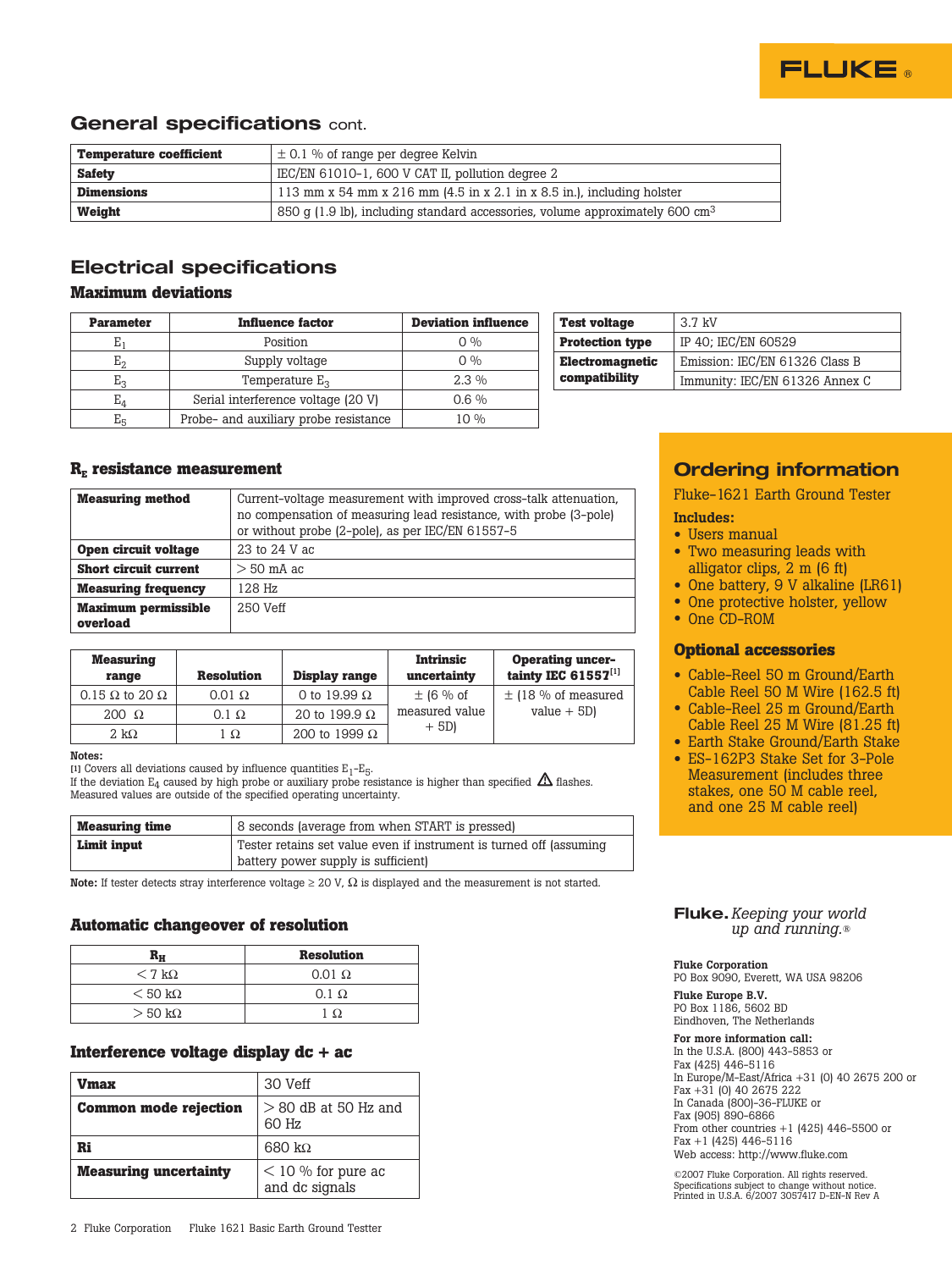## General specifications cont.

| | |
|---|---|
| **Temperature coefficient** | ± 0.1 % of range per degree Kelvin |
| **Safety** | IEC/EN 61010-1, 600 V CAT II, pollution degree 2 |
| **Dimensions** | 113 mm x 54 mm x 216 mm (4.5 in x 2.1 in x 8.5 in.), including holster |
| **Weight** | 850 g (1.9 lb), including standard accessories, volume approximately 600 cm$^3$ |

## Electrical specifications

### Maximum deviations

| Parameter | Influence factor | Deviation influence |
|---|---|---|
| $E_1$ | Position | 0 % |
| $E_2$ | Supply voltage | 0 % |
| $E_3$ | Temperature $E_3$ | 2.3 % |
| $E_4$ | Serial interference voltage (20 V) | 0.6 % |
| $E_5$ | Probe- and auxiliary probe resistance | 10 % |

| | |
|---|---|
| **Test voltage** | 3.7 kV |
| **Protection type** | IP 40; IEC/EN 60529 |
| **Electromagnetic compatibility** | Emission: IEC/EN 61326 Class B |
| | Immunity: IEC/EN 61326 Annex C |

### $R_E$ resistance measurement

| | |
|---|---|
| **Measuring method** | Current-voltage measurement with improved cross-talk attenuation, no compensation of measuring lead resistance, with probe (3-pole) or without probe (2-pole), as per IEC/EN 61557-5 |
| **Open circuit voltage** | 23 to 24 V ac |
| **Short circuit current** | > 50 mA ac |
| **Measuring frequency** | 128 Hz |
| **Maximum permissible overload** | 250 Veff |

| Measuring range | Resolution | Display range | Intrinsic uncertainty | Operating uncertainty IEC 61557[1] |
|---|---|---|---|---|
| 0.15 Ω to 20 Ω | 0.01 Ω | 0 to 19.99 Ω | ± (6 % of measured value + 5D) | ± (18 % of measured value + 5D) |
| 200 Ω | 0.1 Ω | 20 to 199.9 Ω | | |
| 2 kΩ | 1 Ω | 200 to 1999 Ω | | |

**Notes:**
[1] Covers all deviations caused by influence quantities $E_1$-$E_5$.
If the deviation $E_4$ caused by high probe or auxiliary probe resistance is higher than specified ⚠ flashes.
Measured values are outside of the specified operating uncertainty.

| | |
|---|---|
| **Measuring time** | 8 seconds (average from when START is pressed) |
| **Limit input** | Tester retains set value even if instrument is turned off (assuming battery power supply is sufficient) |

**Note:** If tester detects stray interference voltage ≥ 20 V, Ω is displayed and the measurement is not started.

### Automatic changeover of resolution

| $R_H$ | Resolution |
|---|---|
| < 7 kΩ | 0.01 Ω |
| < 50 kΩ | 0.1 Ω |
| > 50 kΩ | 1 Ω |

### Interference voltage display dc + ac

| | |
|---|---|
| **Vmax** | 30 Veff |
| **Common mode rejection** | > 80 dB at 50 Hz and 60 Hz |
| **Ri** | 680 kΩ |
| **Measuring uncertainty** | < 10 % for pure ac and dc signals |

## Ordering information

Fluke-1621 Earth Ground Tester

**Includes:**
- Users manual
- Two measuring leads with alligator clips, 2 m (6 ft)
- One battery, 9 V alkaline (LR61)
- One protective holster, yellow
- One CD-ROM

### Optional accessories

- Cable-Reel 50 m Ground/Earth Cable Reel 50 M Wire (162.5 ft)
- Cable-Reel 25 m Ground/Earth Cable Reel 25 M Wire (81.25 ft)
- Earth Stake Ground/Earth Stake
- ES-162P3 Stake Set for 3-Pole Measurement (includes three stakes, one 50 M cable reel, and one 25 M cable reel)

**Fluke.** *Keeping your world up and running.®*

**Fluke Corporation**
PO Box 9090, Everett, WA USA 98206

**Fluke Europe B.V.**
PO Box 1186, 5602 BD
Eindhoven, The Netherlands

**For more information call:**
In the U.S.A. (800) 443-5853 or
Fax (425) 446-5116
In Europe/M-East/Africa +31 (0) 40 2675 200 or
Fax +31 (0) 40 2675 222
In Canada (800)-36-FLUKE or
Fax (905) 890-6866
From other countries +1 (425) 446-5500 or
Fax +1 (425) 446-5116
Web access: http://www.fluke.com

©2007 Fluke Corporation. All rights reserved.
Specifications subject to change without notice.
Printed in U.S.A. 6/2007 3057417 D-EN-N Rev A